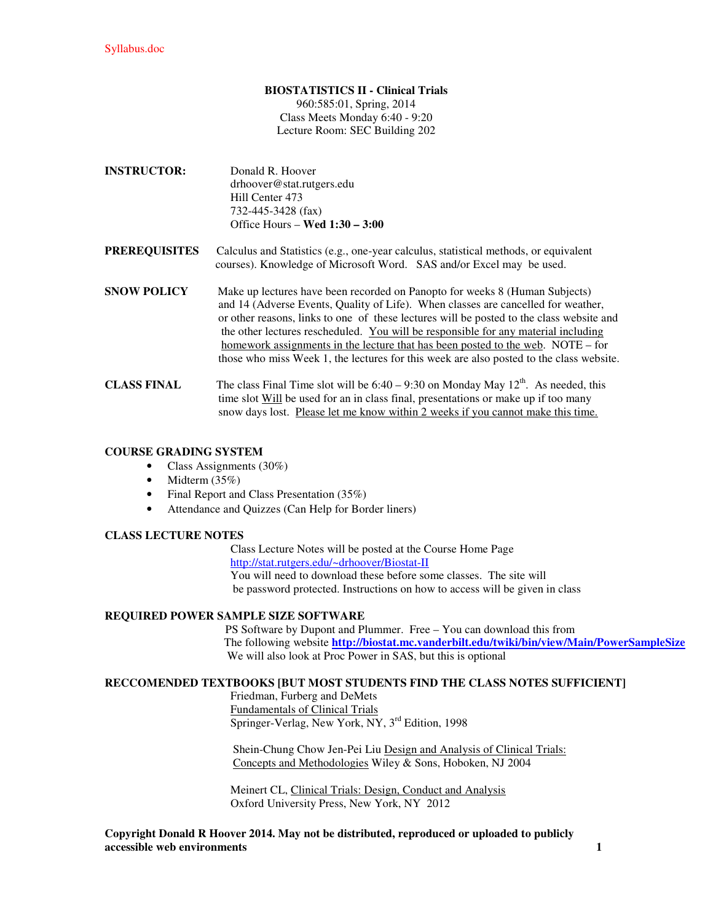Syllabus.doc

**BIOSTATISTICS II - Clinical Trials**
960:585:01, Spring, 2014
Class Meets Monday 6:40 - 9:20
Lecture Room: SEC Building 202

**INSTRUCTOR:** Donald R. Hoover
drhoover@stat.rutgers.edu
Hill Center 473
732-445-3428 (fax)
Office Hours – **Wed 1:30 – 3:00**

**PREREQUISITES** Calculus and Statistics (e.g., one-year calculus, statistical methods, or equivalent courses). Knowledge of Microsoft Word. SAS and/or Excel may be used.

**SNOW POLICY** Make up lectures have been recorded on Panopto for weeks 8 (Human Subjects) and 14 (Adverse Events, Quality of Life). When classes are cancelled for weather, or other reasons, links to one of these lectures will be posted to the class website and the other lectures rescheduled. <u>You will be responsible for any material including homework assignments in the lecture that has been posted to the web</u>. NOTE – for those who miss Week 1, the lectures for this week are also posted to the class website.

**CLASS FINAL** The class Final Time slot will be 6:40 – 9:30 on Monday May 12th. As needed, this time slot <u>Will</u> be used for an in class final, presentations or make up if too many snow days lost. <u>Please let me know within 2 weeks if you cannot make this time.</u>

**COURSE GRADING SYSTEM**

- Class Assignments (30%)
- Midterm (35%)
- Final Report and Class Presentation (35%)
- Attendance and Quizzes (Can Help for Border liners)

**CLASS LECTURE NOTES**

Class Lecture Notes will be posted at the Course Home Page
http://stat.rutgers.edu/~drhoover/Biostat-II
You will need to download these before some classes. The site will be password protected. Instructions on how to access will be given in class

**REQUIRED POWER SAMPLE SIZE SOFTWARE**

PS Software by Dupont and Plummer. Free – You can download this from The following website **http://biostat.mc.vanderbilt.edu/twiki/bin/view/Main/PowerSampleSize**
We will also look at Proc Power in SAS, but this is optional

**RECCOMENDED TEXTBOOKS [BUT MOST STUDENTS FIND THE CLASS NOTES SUFFICIENT]**

Friedman, Furberg and DeMets
<u>Fundamentals of Clinical Trials</u>
Springer-Verlag, New York, NY, 3rd Edition, 1998

Shein-Chung Chow Jen-Pei Liu <u>Design and Analysis of Clinical Trials: Concepts and Methodologies</u> Wiley & Sons, Hoboken, NJ 2004

Meinert CL, <u>Clinical Trials: Design, Conduct and Analysis</u>
Oxford University Press, New York, NY 2012

**Copyright Donald R Hoover 2014. May not be distributed, reproduced or uploaded to publicly accessible web environments**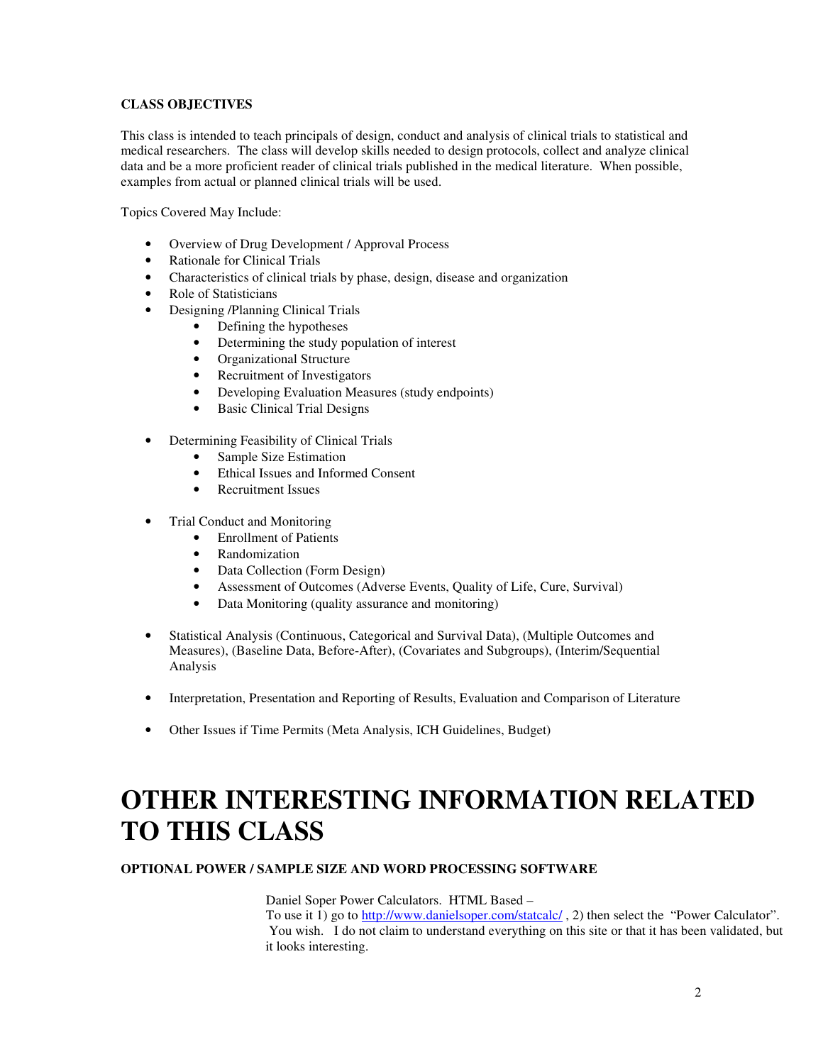**CLASS OBJECTIVES**

This class is intended to teach principals of design, conduct and analysis of clinical trials to statistical and medical researchers. The class will develop skills needed to design protocols, collect and analyze clinical data and be a more proficient reader of clinical trials published in the medical literature. When possible, examples from actual or planned clinical trials will be used.

Topics Covered May Include:

- Overview of Drug Development / Approval Process
- Rationale for Clinical Trials
- Characteristics of clinical trials by phase, design, disease and organization
- Role of Statisticians
- Designing /Planning Clinical Trials
  - Defining the hypotheses
  - Determining the study population of interest
  - Organizational Structure
  - Recruitment of Investigators
  - Developing Evaluation Measures (study endpoints)
  - Basic Clinical Trial Designs
- Determining Feasibility of Clinical Trials
  - Sample Size Estimation
  - Ethical Issues and Informed Consent
  - Recruitment Issues
- Trial Conduct and Monitoring
  - Enrollment of Patients
  - Randomization
  - Data Collection (Form Design)
  - Assessment of Outcomes (Adverse Events, Quality of Life, Cure, Survival)
  - Data Monitoring (quality assurance and monitoring)
- Statistical Analysis (Continuous, Categorical and Survival Data), (Multiple Outcomes and Measures), (Baseline Data, Before-After), (Covariates and Subgroups), (Interim/Sequential Analysis
- Interpretation, Presentation and Reporting of Results, Evaluation and Comparison of Literature
- Other Issues if Time Permits (Meta Analysis, ICH Guidelines, Budget)

# OTHER INTERESTING INFORMATION RELATED TO THIS CLASS

**OPTIONAL POWER / SAMPLE SIZE AND WORD PROCESSING SOFTWARE**

Daniel Soper Power Calculators. HTML Based –
To use it 1) go to http://www.danielsoper.com/statcalc/ , 2) then select the "Power Calculator". You wish. I do not claim to understand everything on this site or that it has been validated, but it looks interesting.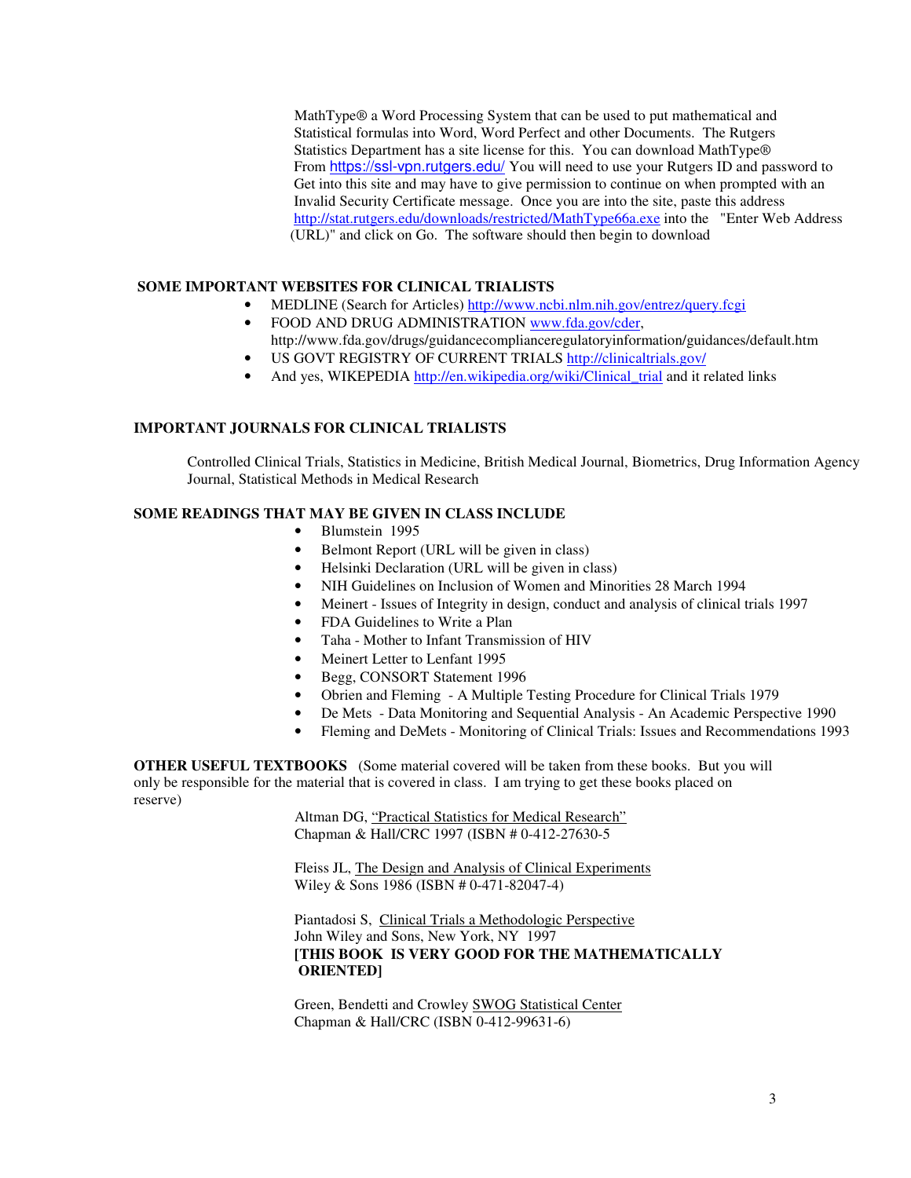MathType® a Word Processing System that can be used to put mathematical and Statistical formulas into Word, Word Perfect and other Documents. The Rutgers Statistics Department has a site license for this. You can download MathType® From https://ssl-vpn.rutgers.edu/ You will need to use your Rutgers ID and password to Get into this site and may have to give permission to continue on when prompted with an Invalid Security Certificate message. Once you are into the site, paste this address http://stat.rutgers.edu/downloads/restricted/MathType66a.exe into the "Enter Web Address (URL)" and click on Go. The software should then begin to download

**SOME IMPORTANT WEBSITES FOR CLINICAL TRIALISTS**

- MEDLINE (Search for Articles) http://www.ncbi.nlm.nih.gov/entrez/query.fcgi
- FOOD AND DRUG ADMINISTRATION www.fda.gov/cder, http://www.fda.gov/drugs/guidancecomplianceregulatoryinformation/guidances/default.htm
- US GOVT REGISTRY OF CURRENT TRIALS http://clinicaltrials.gov/
- And yes, WIKEPEDIA http://en.wikipedia.org/wiki/Clinical_trial and it related links

**IMPORTANT JOURNALS FOR CLINICAL TRIALISTS**

Controlled Clinical Trials, Statistics in Medicine, British Medical Journal, Biometrics, Drug Information Agency Journal, Statistical Methods in Medical Research

**SOME READINGS THAT MAY BE GIVEN IN CLASS INCLUDE**

- Blumstein 1995
- Belmont Report (URL will be given in class)
- Helsinki Declaration (URL will be given in class)
- NIH Guidelines on Inclusion of Women and Minorities 28 March 1994
- Meinert - Issues of Integrity in design, conduct and analysis of clinical trials 1997
- FDA Guidelines to Write a Plan
- Taha - Mother to Infant Transmission of HIV
- Meinert Letter to Lenfant 1995
- Begg, CONSORT Statement 1996
- Obrien and Fleming - A Multiple Testing Procedure for Clinical Trials 1979
- De Mets - Data Monitoring and Sequential Analysis - An Academic Perspective 1990
- Fleming and DeMets - Monitoring of Clinical Trials: Issues and Recommendations 1993

**OTHER USEFUL TEXTBOOKS** (Some material covered will be taken from these books. But you will only be responsible for the material that is covered in class. I am trying to get these books placed on reserve)

Altman DG, "Practical Statistics for Medical Research"
Chapman & Hall/CRC 1997 (ISBN # 0-412-27630-5

Fleiss JL, The Design and Analysis of Clinical Experiments
Wiley & Sons 1986 (ISBN # 0-471-82047-4)

Piantadosi S, Clinical Trials a Methodologic Perspective
John Wiley and Sons, New York, NY 1997
**[THIS BOOK IS VERY GOOD FOR THE MATHEMATICALLY ORIENTED]**

Green, Bendetti and Crowley SWOG Statistical Center
Chapman & Hall/CRC (ISBN 0-412-99631-6)